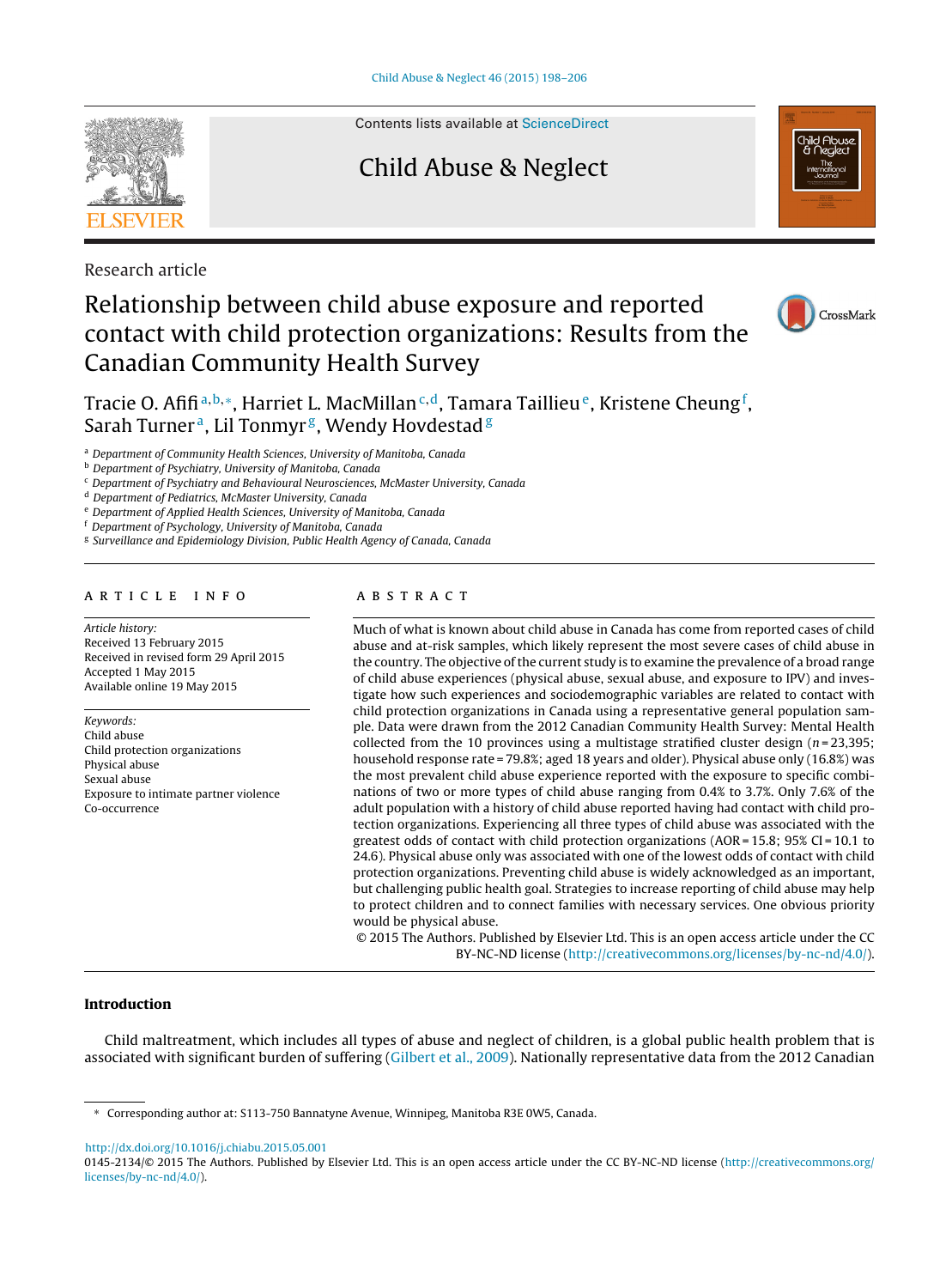Research article

# Relationship between child abuse exposure and reported contact with child protection organizations: Results from the Canadian Community Health Survey

Tracie O. Afifi[a,b,*], Harriet L. MacMillan[c,d], Tamara Taillieu[e], Kristene Cheung[f], Sarah Turner[a], Lil Tonmyr[g], Wendy Hovdestad[g]

[a] *Department of Community Health Sciences, University of Manitoba, Canada*
[b] *Department of Psychiatry, University of Manitoba, Canada*
[c] *Department of Psychiatry and Behavioural Neurosciences, McMaster University, Canada*
[d] *Department of Pediatrics, McMaster University, Canada*
[e] *Department of Applied Health Sciences, University of Manitoba, Canada*
[f] *Department of Psychology, University of Manitoba, Canada*
[g] *Surveillance and Epidemiology Division, Public Health Agency of Canada, Canada*

## ARTICLE INFO

*Article history:*
Received 13 February 2015
Received in revised form 29 April 2015
Accepted 1 May 2015
Available online 19 May 2015

*Keywords:*
Child abuse
Child protection organizations
Physical abuse
Sexual abuse
Exposure to intimate partner violence
Co-occurrence

## ABSTRACT

Much of what is known about child abuse in Canada has come from reported cases of child abuse and at-risk samples, which likely represent the most severe cases of child abuse in the country. The objective of the current study is to examine the prevalence of a broad range of child abuse experiences (physical abuse, sexual abuse, and exposure to IPV) and investigate how such experiences and sociodemographic variables are related to contact with child protection organizations in Canada using a representative general population sample. Data were drawn from the 2012 Canadian Community Health Survey: Mental Health collected from the 10 provinces using a multistage stratified cluster design ($n = 23,395$; household response rate = 79.8%; aged 18 years and older). Physical abuse only (16.8%) was the most prevalent child abuse experience reported with the exposure to specific combinations of two or more types of child abuse ranging from 0.4% to 3.7%. Only 7.6% of the adult population with a history of child abuse reported having had contact with child protection organizations. Experiencing all three types of child abuse was associated with the greatest odds of contact with child protection organizations (AOR = 15.8; 95% CI = 10.1 to 24.6). Physical abuse only was associated with one of the lowest odds of contact with child protection organizations. Preventing child abuse is widely acknowledged as an important, but challenging public health goal. Strategies to increase reporting of child abuse may help to protect children and to connect families with necessary services. One obvious priority would be physical abuse.

© 2015 The Authors. Published by Elsevier Ltd. This is an open access article under the CC BY-NC-ND license (http://creativecommons.org/licenses/by-nc-nd/4.0/).

## Introduction

Child maltreatment, which includes all types of abuse and neglect of children, is a global public health problem that is associated with significant burden of suffering (Gilbert et al., 2009). Nationally representative data from the 2012 Canadian

\* Corresponding author at: S113-750 Bannatyne Avenue, Winnipeg, Manitoba R3E 0W5, Canada.

http://dx.doi.org/10.1016/j.chiabu.2015.05.001
0145-2134/© 2015 The Authors. Published by Elsevier Ltd. This is an open access article under the CC BY-NC-ND license (http://creativecommons.org/licenses/by-nc-nd/4.0/).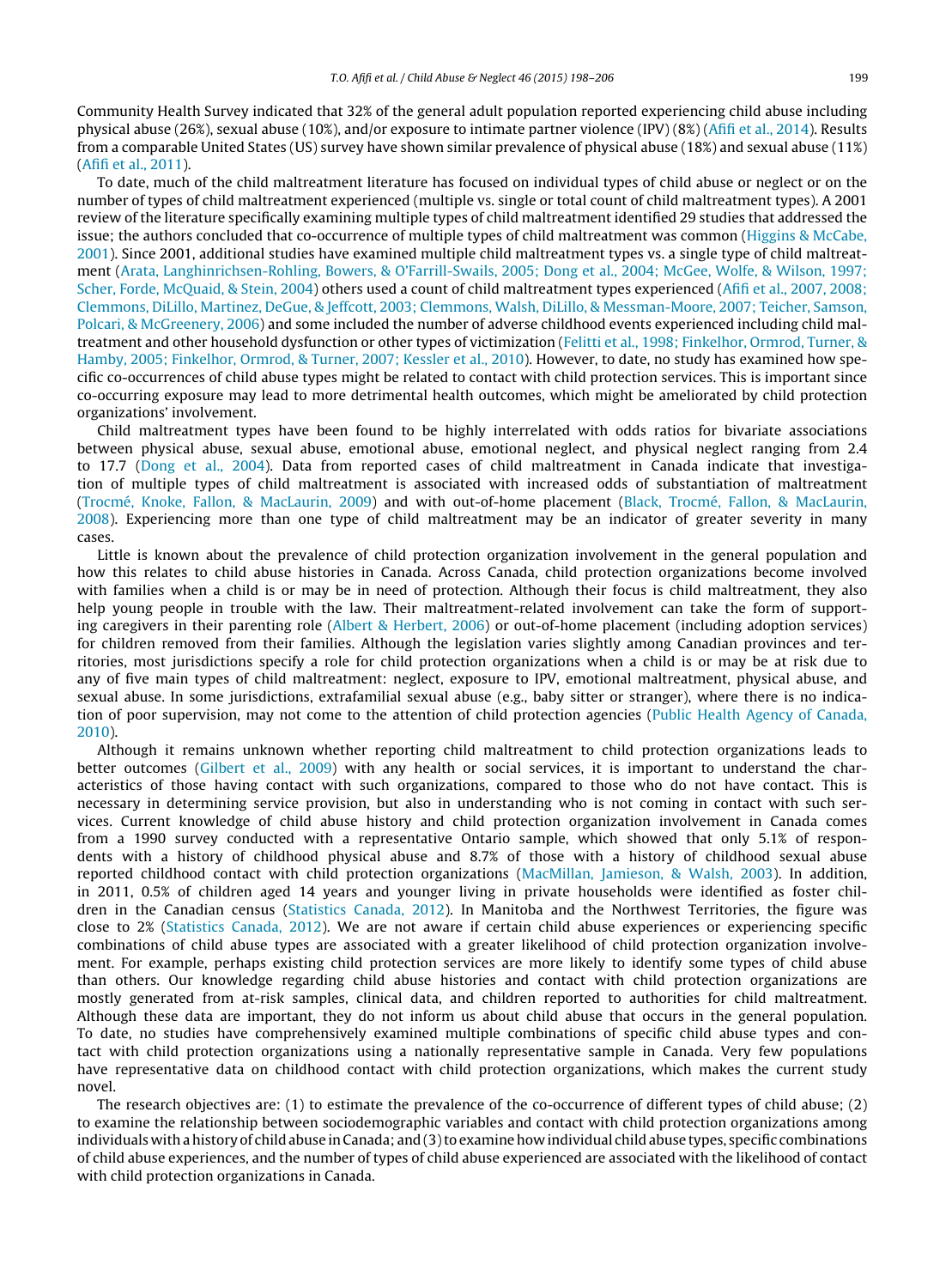Community Health Survey indicated that 32% of the general adult population reported experiencing child abuse including physical abuse (26%), sexual abuse (10%), and/or exposure to intimate partner violence (IPV) (8%) (Afifi et al., 2014). Results from a comparable United States (US) survey have shown similar prevalence of physical abuse (18%) and sexual abuse (11%) (Afifi et al., 2011).

To date, much of the child maltreatment literature has focused on individual types of child abuse or neglect or on the number of types of child maltreatment experienced (multiple vs. single or total count of child maltreatment types). A 2001 review of the literature specifically examining multiple types of child maltreatment identified 29 studies that addressed the issue; the authors concluded that co-occurrence of multiple types of child maltreatment was common (Higgins & McCabe, 2001). Since 2001, additional studies have examined multiple child maltreatment types vs. a single type of child maltreatment (Arata, Langhinrichsen-Rohling, Bowers, & O'Farrill-Swails, 2005; Dong et al., 2004; McGee, Wolfe, & Wilson, 1997; Scher, Forde, McQuaid, & Stein, 2004) others used a count of child maltreatment types experienced (Afifi et al., 2007, 2008; Clemmons, DiLillo, Martinez, DeGue, & Jeffcott, 2003; Clemmons, Walsh, DiLillo, & Messman-Moore, 2007; Teicher, Samson, Polcari, & McGreenery, 2006) and some included the number of adverse childhood events experienced including child maltreatment and other household dysfunction or other types of victimization (Felitti et al., 1998; Finkelhor, Ormrod, Turner, & Hamby, 2005; Finkelhor, Ormrod, & Turner, 2007; Kessler et al., 2010). However, to date, no study has examined how specific co-occurrences of child abuse types might be related to contact with child protection services. This is important since co-occurring exposure may lead to more detrimental health outcomes, which might be ameliorated by child protection organizations' involvement.

Child maltreatment types have been found to be highly interrelated with odds ratios for bivariate associations between physical abuse, sexual abuse, emotional abuse, emotional neglect, and physical neglect ranging from 2.4 to 17.7 (Dong et al., 2004). Data from reported cases of child maltreatment in Canada indicate that investigation of multiple types of child maltreatment is associated with increased odds of substantiation of maltreatment (Trocmé, Knoke, Fallon, & MacLaurin, 2009) and with out-of-home placement (Black, Trocmé, Fallon, & MacLaurin, 2008). Experiencing more than one type of child maltreatment may be an indicator of greater severity in many cases.

Little is known about the prevalence of child protection organization involvement in the general population and how this relates to child abuse histories in Canada. Across Canada, child protection organizations become involved with families when a child is or may be in need of protection. Although their focus is child maltreatment, they also help young people in trouble with the law. Their maltreatment-related involvement can take the form of supporting caregivers in their parenting role (Albert & Herbert, 2006) or out-of-home placement (including adoption services) for children removed from their families. Although the legislation varies slightly among Canadian provinces and territories, most jurisdictions specify a role for child protection organizations when a child is or may be at risk due to any of five main types of child maltreatment: neglect, exposure to IPV, emotional maltreatment, physical abuse, and sexual abuse. In some jurisdictions, extrafamilial sexual abuse (e.g., baby sitter or stranger), where there is no indication of poor supervision, may not come to the attention of child protection agencies (Public Health Agency of Canada, 2010).

Although it remains unknown whether reporting child maltreatment to child protection organizations leads to better outcomes (Gilbert et al., 2009) with any health or social services, it is important to understand the characteristics of those having contact with such organizations, compared to those who do not have contact. This is necessary in determining service provision, but also in understanding who is not coming in contact with such services. Current knowledge of child abuse history and child protection organization involvement in Canada comes from a 1990 survey conducted with a representative Ontario sample, which showed that only 5.1% of respondents with a history of childhood physical abuse and 8.7% of those with a history of childhood sexual abuse reported childhood contact with child protection organizations (MacMillan, Jamieson, & Walsh, 2003). In addition, in 2011, 0.5% of children aged 14 years and younger living in private households were identified as foster children in the Canadian census (Statistics Canada, 2012). In Manitoba and the Northwest Territories, the figure was close to 2% (Statistics Canada, 2012). We are not aware if certain child abuse experiences or experiencing specific combinations of child abuse types are associated with a greater likelihood of child protection organization involvement. For example, perhaps existing child protection services are more likely to identify some types of child abuse than others. Our knowledge regarding child abuse histories and contact with child protection organizations are mostly generated from at-risk samples, clinical data, and children reported to authorities for child maltreatment. Although these data are important, they do not inform us about child abuse that occurs in the general population. To date, no studies have comprehensively examined multiple combinations of specific child abuse types and contact with child protection organizations using a nationally representative sample in Canada. Very few populations have representative data on childhood contact with child protection organizations, which makes the current study novel.

The research objectives are: (1) to estimate the prevalence of the co-occurrence of different types of child abuse; (2) to examine the relationship between sociodemographic variables and contact with child protection organizations among individuals with a history of child abuse in Canada; and (3) to examine how individual child abuse types, specific combinations of child abuse experiences, and the number of types of child abuse experienced are associated with the likelihood of contact with child protection organizations in Canada.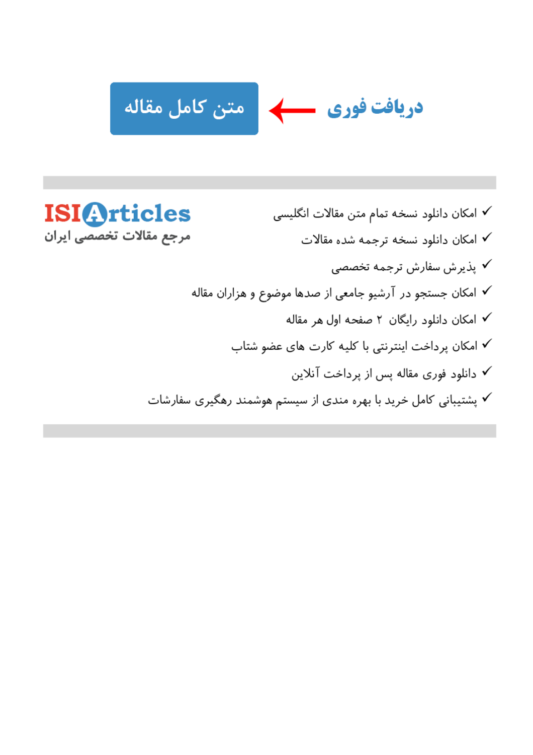دریافت فوری ← متن کامل مقاله

**ISIArticles**
مرجع مقالات تخصصی ایران

- ✓ امکان دانلود نسخه تمام متن مقالات انگلیسی
- ✓ امکان دانلود نسخه ترجمه شده مقالات
- ✓ پذیرش سفارش ترجمه تخصصی
- ✓ امکان جستجو در آرشیو جامعی از صدها موضوع و هزاران مقاله
- ✓ امکان دانلود رایگان ۲ صفحه اول هر مقاله
- ✓ امکان پرداخت اینترنتی با کلیه کارت های عضو شتاب
- ✓ دانلود فوری مقاله پس از پرداخت آنلاین
- ✓ پشتیبانی کامل خرید با بهره مندی از سیستم هوشمند رهگیری سفارشات